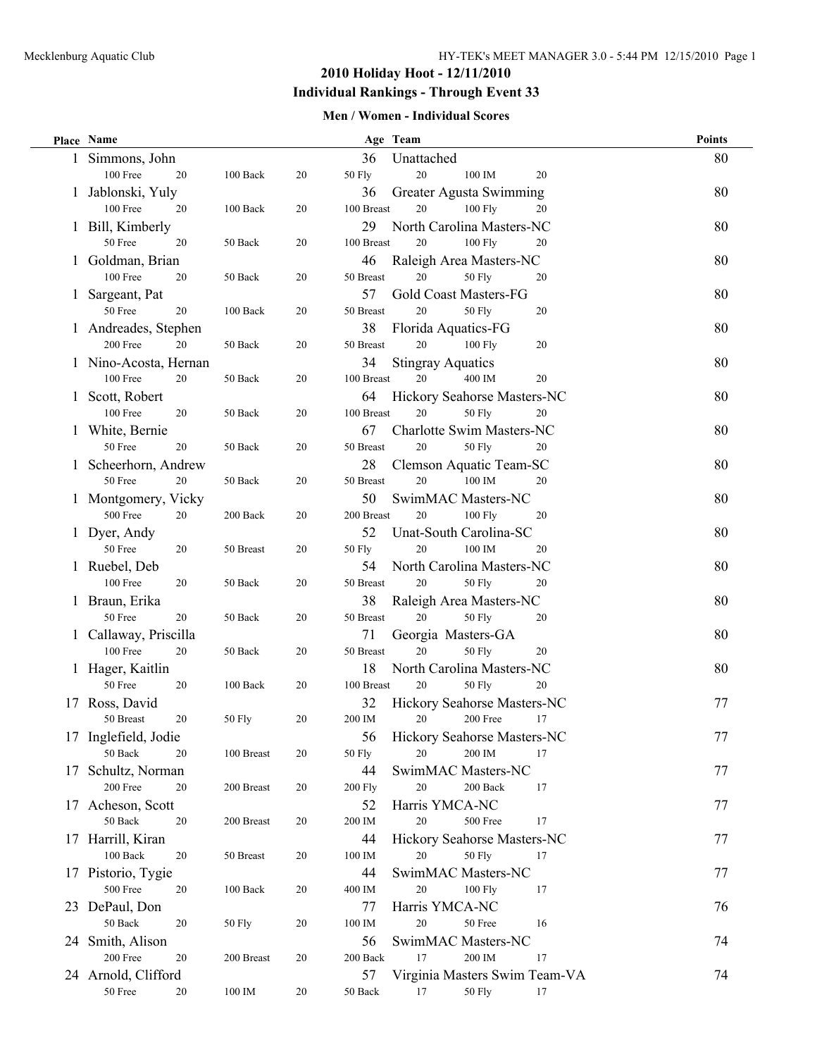## 2010 Holiday Hoot - 12/11/2010

### Individual Rankings - Through Event 33

#### Men / Women - Individual Scores

| Place | Name | Age | Team | Points |
|---|---|---|---|---|
| 1 | Simmons, John | 36 | Unattached | 80 |
| | 100 Free 20 · 100 Back 20 · 50 Fly 20 · 100 IM 20 | | | |
| 1 | Jablonski, Yuly | 36 | Greater Agusta Swimming | 80 |
| | 100 Free 20 · 100 Back 20 · 100 Breast 20 · 100 Fly 20 | | | |
| 1 | Bill, Kimberly | 29 | North Carolina Masters-NC | 80 |
| | 50 Free 20 · 50 Back 20 · 100 Breast 20 · 100 Fly 20 | | | |
| 1 | Goldman, Brian | 46 | Raleigh Area Masters-NC | 80 |
| | 100 Free 20 · 50 Back 20 · 50 Breast 20 · 50 Fly 20 | | | |
| 1 | Sargeant, Pat | 57 | Gold Coast Masters-FG | 80 |
| | 50 Free 20 · 100 Back 20 · 50 Breast 20 · 50 Fly 20 | | | |
| 1 | Andreades, Stephen | 38 | Florida Aquatics-FG | 80 |
| | 200 Free 20 · 50 Back 20 · 50 Breast 20 · 100 Fly 20 | | | |
| 1 | Nino-Acosta, Hernan | 34 | Stingray Aquatics | 80 |
| | 100 Free 20 · 50 Back 20 · 100 Breast 20 · 400 IM 20 | | | |
| 1 | Scott, Robert | 64 | Hickory Seahorse Masters-NC | 80 |
| | 100 Free 20 · 50 Back 20 · 100 Breast 20 · 50 Fly 20 | | | |
| 1 | White, Bernie | 67 | Charlotte Swim Masters-NC | 80 |
| | 50 Free 20 · 50 Back 20 · 50 Breast 20 · 50 Fly 20 | | | |
| 1 | Scheerhorn, Andrew | 28 | Clemson Aquatic Team-SC | 80 |
| | 50 Free 20 · 50 Back 20 · 50 Breast 20 · 100 IM 20 | | | |
| 1 | Montgomery, Vicky | 50 | SwimMAC Masters-NC | 80 |
| | 500 Free 20 · 200 Back 20 · 200 Breast 20 · 100 Fly 20 | | | |
| 1 | Dyer, Andy | 52 | Unat-South Carolina-SC | 80 |
| | 50 Free 20 · 50 Breast 20 · 50 Fly 20 · 100 IM 20 | | | |
| 1 | Ruebel, Deb | 54 | North Carolina Masters-NC | 80 |
| | 100 Free 20 · 50 Back 20 · 50 Breast 20 · 50 Fly 20 | | | |
| 1 | Braun, Erika | 38 | Raleigh Area Masters-NC | 80 |
| | 50 Free 20 · 50 Back 20 · 50 Breast 20 · 50 Fly 20 | | | |
| 1 | Callaway, Priscilla | 71 | Georgia Masters-GA | 80 |
| | 100 Free 20 · 50 Back 20 · 50 Breast 20 · 50 Fly 20 | | | |
| 1 | Hager, Kaitlin | 18 | North Carolina Masters-NC | 80 |
| | 50 Free 20 · 100 Back 20 · 100 Breast 20 · 50 Fly 20 | | | |
| 17 | Ross, David | 32 | Hickory Seahorse Masters-NC | 77 |
| | 50 Breast 20 · 50 Fly 20 · 200 IM 20 · 200 Free 17 | | | |
| 17 | Inglefield, Jodie | 56 | Hickory Seahorse Masters-NC | 77 |
| | 50 Back 20 · 100 Breast 20 · 50 Fly 20 · 200 IM 17 | | | |
| 17 | Schultz, Norman | 44 | SwimMAC Masters-NC | 77 |
| | 200 Free 20 · 200 Breast 20 · 200 Fly 20 · 200 Back 17 | | | |
| 17 | Acheson, Scott | 52 | Harris YMCA-NC | 77 |
| | 50 Back 20 · 200 Breast 20 · 200 IM 20 · 500 Free 17 | | | |
| 17 | Harrill, Kiran | 44 | Hickory Seahorse Masters-NC | 77 |
| | 100 Back 20 · 50 Breast 20 · 100 IM 20 · 50 Fly 17 | | | |
| 17 | Pistorio, Tygie | 44 | SwimMAC Masters-NC | 77 |
| | 500 Free 20 · 100 Back 20 · 400 IM 20 · 100 Fly 17 | | | |
| 23 | DePaul, Don | 77 | Harris YMCA-NC | 76 |
| | 50 Back 20 · 50 Fly 20 · 100 IM 20 · 50 Free 16 | | | |
| 24 | Smith, Alison | 56 | SwimMAC Masters-NC | 74 |
| | 200 Free 20 · 200 Breast 20 · 200 Back 17 · 200 IM 17 | | | |
| 24 | Arnold, Clifford | 57 | Virginia Masters Swim Team-VA | 74 |
| | 50 Free 20 · 100 IM 20 · 50 Back 17 · 50 Fly 17 | | | |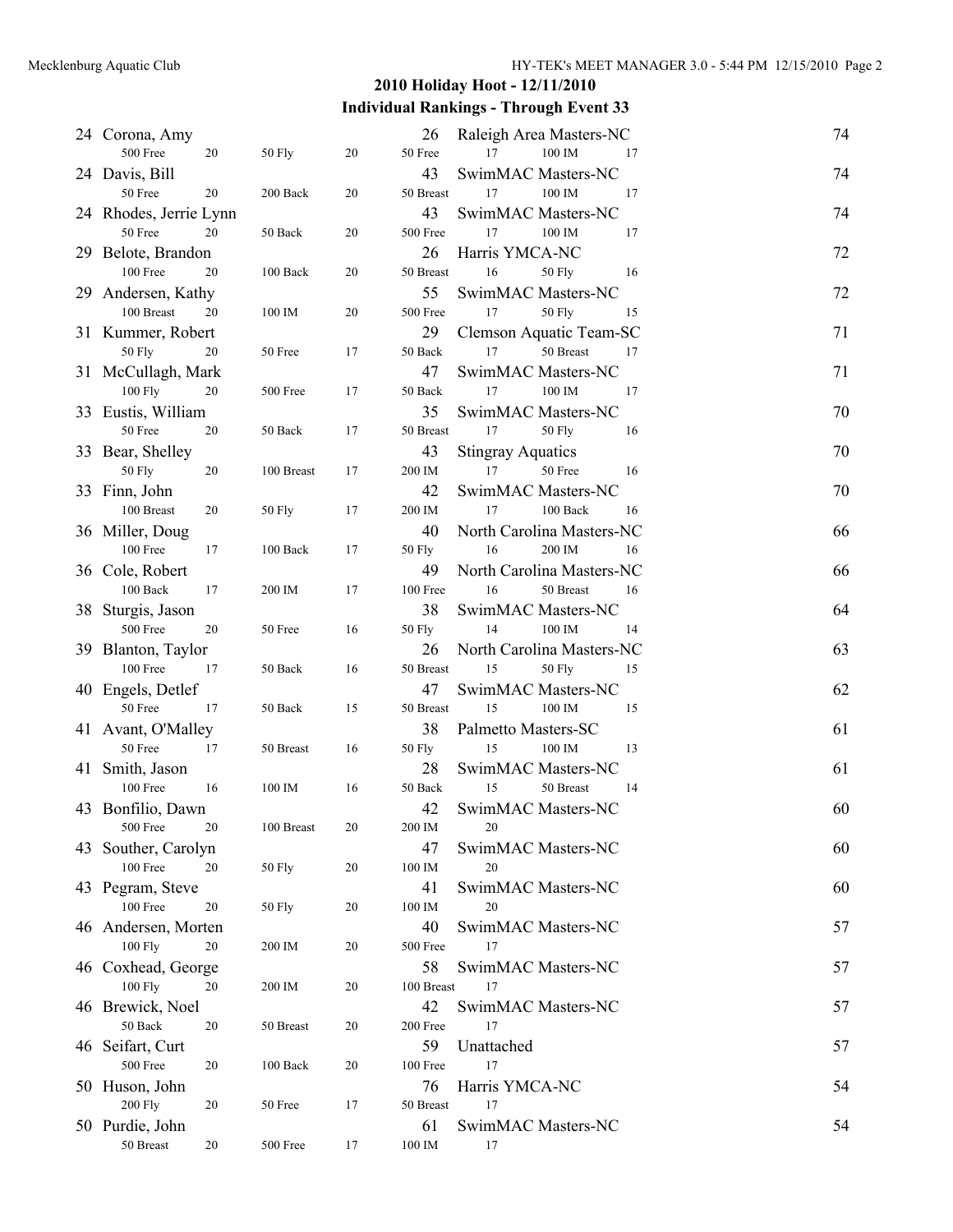## 2010 Holiday Hoot - 12/11/2010

### Individual Rankings - Through Event 33

| Place | Name | Age | Team | Points |
|---|---|---|---|---|
| 24 | Corona, Amy | 26 | Raleigh Area Masters-NC | 74 |
| | 500 Free 20, 50 Fly 20, 50 Free 17, 100 IM 17 | | | |
| 24 | Davis, Bill | 43 | SwimMAC Masters-NC | 74 |
| | 50 Free 20, 200 Back 20, 50 Breast 17, 100 IM 17 | | | |
| 24 | Rhodes, Jerrie Lynn | 43 | SwimMAC Masters-NC | 74 |
| | 50 Free 20, 50 Back 20, 500 Free 17, 100 IM 17 | | | |
| 29 | Belote, Brandon | 26 | Harris YMCA-NC | 72 |
| | 100 Free 20, 100 Back 20, 50 Breast 16, 50 Fly 16 | | | |
| 29 | Andersen, Kathy | 55 | SwimMAC Masters-NC | 72 |
| | 100 Breast 20, 100 IM 20, 500 Free 17, 50 Fly 15 | | | |
| 31 | Kummer, Robert | 29 | Clemson Aquatic Team-SC | 71 |
| | 50 Fly 20, 50 Free 17, 50 Back 17, 50 Breast 17 | | | |
| 31 | McCullagh, Mark | 47 | SwimMAC Masters-NC | 71 |
| | 100 Fly 20, 500 Free 17, 50 Back 17, 100 IM 17 | | | |
| 33 | Eustis, William | 35 | SwimMAC Masters-NC | 70 |
| | 50 Free 20, 50 Back 17, 50 Breast 17, 50 Fly 16 | | | |
| 33 | Bear, Shelley | 43 | Stingray Aquatics | 70 |
| | 50 Fly 20, 100 Breast 17, 200 IM 17, 50 Free 16 | | | |
| 33 | Finn, John | 42 | SwimMAC Masters-NC | 70 |
| | 100 Breast 20, 50 Fly 17, 200 IM 17, 100 Back 16 | | | |
| 36 | Miller, Doug | 40 | North Carolina Masters-NC | 66 |
| | 100 Free 17, 100 Back 17, 50 Fly 16, 200 IM 16 | | | |
| 36 | Cole, Robert | 49 | North Carolina Masters-NC | 66 |
| | 100 Back 17, 200 IM 17, 100 Free 16, 50 Breast 16 | | | |
| 38 | Sturgis, Jason | 38 | SwimMAC Masters-NC | 64 |
| | 500 Free 20, 50 Free 16, 50 Fly 14, 100 IM 14 | | | |
| 39 | Blanton, Taylor | 26 | North Carolina Masters-NC | 63 |
| | 100 Free 17, 50 Back 16, 50 Breast 15, 50 Fly 15 | | | |
| 40 | Engels, Detlef | 47 | SwimMAC Masters-NC | 62 |
| | 50 Free 17, 50 Back 15, 50 Breast 15, 100 IM 15 | | | |
| 41 | Avant, O'Malley | 38 | Palmetto Masters-SC | 61 |
| | 50 Free 17, 50 Breast 16, 50 Fly 15, 100 IM 13 | | | |
| 41 | Smith, Jason | 28 | SwimMAC Masters-NC | 61 |
| | 100 Free 16, 100 IM 16, 50 Back 15, 50 Breast 14 | | | |
| 43 | Bonfilio, Dawn | 42 | SwimMAC Masters-NC | 60 |
| | 500 Free 20, 100 Breast 20, 200 IM 20 | | | |
| 43 | Souther, Carolyn | 47 | SwimMAC Masters-NC | 60 |
| | 100 Free 20, 50 Fly 20, 100 IM 20 | | | |
| 43 | Pegram, Steve | 41 | SwimMAC Masters-NC | 60 |
| | 100 Free 20, 50 Fly 20, 100 IM 20 | | | |
| 46 | Andersen, Morten | 40 | SwimMAC Masters-NC | 57 |
| | 100 Fly 20, 200 IM 20, 500 Free 17 | | | |
| 46 | Coxhead, George | 58 | SwimMAC Masters-NC | 57 |
| | 100 Fly 20, 200 IM 20, 100 Breast 17 | | | |
| 46 | Brewick, Noel | 42 | SwimMAC Masters-NC | 57 |
| | 50 Back 20, 50 Breast 20, 200 Free 17 | | | |
| 46 | Seifart, Curt | 59 | Unattached | 57 |
| | 500 Free 20, 100 Back 20, 100 Free 17 | | | |
| 50 | Huson, John | 76 | Harris YMCA-NC | 54 |
| | 200 Fly 20, 50 Free 17, 50 Breast 17 | | | |
| 50 | Purdie, John | 61 | SwimMAC Masters-NC | 54 |
| | 50 Breast 20, 500 Free 17, 100 IM 17 | | | |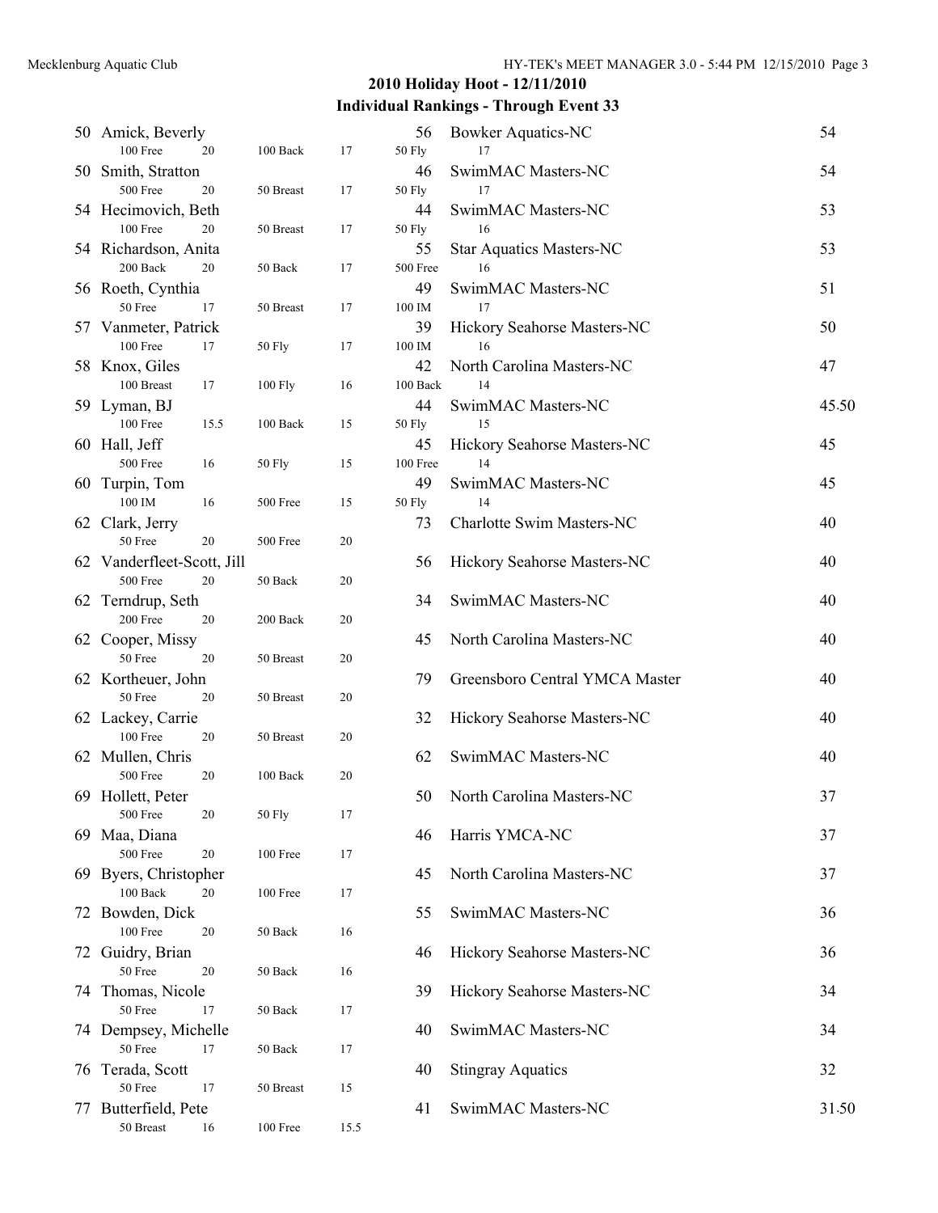## 2010 Holiday Hoot - 12/11/2010

### Individual Rankings - Through Event 33

| Rank | Name | Age | Team | Points |
|---|---|---|---|---|
| 50 | Amick, Beverly<br>100 Free 20 · 100 Back 17 · 50 Fly 17 | 56 | Bowker Aquatics-NC | 54 |
| 50 | Smith, Stratton<br>500 Free 20 · 50 Breast 17 · 50 Fly 17 | 46 | SwimMAC Masters-NC | 54 |
| 54 | Hecimovich, Beth<br>100 Free 20 · 50 Breast 17 · 50 Fly 16 | 44 | SwimMAC Masters-NC | 53 |
| 54 | Richardson, Anita<br>200 Back 20 · 50 Back 17 · 500 Free 16 | 55 | Star Aquatics Masters-NC | 53 |
| 56 | Roeth, Cynthia<br>50 Free 17 · 50 Breast 17 · 100 IM 17 | 49 | SwimMAC Masters-NC | 51 |
| 57 | Vanmeter, Patrick<br>100 Free 17 · 50 Fly 17 · 100 IM 16 | 39 | Hickory Seahorse Masters-NC | 50 |
| 58 | Knox, Giles<br>100 Breast 17 · 100 Fly 16 · 100 Back 14 | 42 | North Carolina Masters-NC | 47 |
| 59 | Lyman, BJ<br>100 Free 15.5 · 100 Back 15 · 50 Fly 15 | 44 | SwimMAC Masters-NC | 45.50 |
| 60 | Hall, Jeff<br>500 Free 16 · 50 Fly 15 · 100 Free 14 | 45 | Hickory Seahorse Masters-NC | 45 |
| 60 | Turpin, Tom<br>100 IM 16 · 500 Free 15 · 50 Fly 14 | 49 | SwimMAC Masters-NC | 45 |
| 62 | Clark, Jerry<br>50 Free 20 · 500 Free 20 | 73 | Charlotte Swim Masters-NC | 40 |
| 62 | Vanderfleet-Scott, Jill<br>500 Free 20 · 50 Back 20 | 56 | Hickory Seahorse Masters-NC | 40 |
| 62 | Terndrup, Seth<br>200 Free 20 · 200 Back 20 | 34 | SwimMAC Masters-NC | 40 |
| 62 | Cooper, Missy<br>50 Free 20 · 50 Breast 20 | 45 | North Carolina Masters-NC | 40 |
| 62 | Kortheuer, John<br>50 Free 20 · 50 Breast 20 | 79 | Greensboro Central YMCA Master | 40 |
| 62 | Lackey, Carrie<br>100 Free 20 · 50 Breast 20 | 32 | Hickory Seahorse Masters-NC | 40 |
| 62 | Mullen, Chris<br>500 Free 20 · 100 Back 20 | 62 | SwimMAC Masters-NC | 40 |
| 69 | Hollett, Peter<br>500 Free 20 · 50 Fly 17 | 50 | North Carolina Masters-NC | 37 |
| 69 | Maa, Diana<br>500 Free 20 · 100 Free 17 | 46 | Harris YMCA-NC | 37 |
| 69 | Byers, Christopher<br>100 Back 20 · 100 Free 17 | 45 | North Carolina Masters-NC | 37 |
| 72 | Bowden, Dick<br>100 Free 20 · 50 Back 16 | 55 | SwimMAC Masters-NC | 36 |
| 72 | Guidry, Brian<br>50 Free 20 · 50 Back 16 | 46 | Hickory Seahorse Masters-NC | 36 |
| 74 | Thomas, Nicole<br>50 Free 17 · 50 Back 17 | 39 | Hickory Seahorse Masters-NC | 34 |
| 74 | Dempsey, Michelle<br>50 Free 17 · 50 Back 17 | 40 | SwimMAC Masters-NC | 34 |
| 76 | Terada, Scott<br>50 Free 17 · 50 Breast 15 | 40 | Stingray Aquatics | 32 |
| 77 | Butterfield, Pete<br>50 Breast 16 · 100 Free 15.5 | 41 | SwimMAC Masters-NC | 31.50 |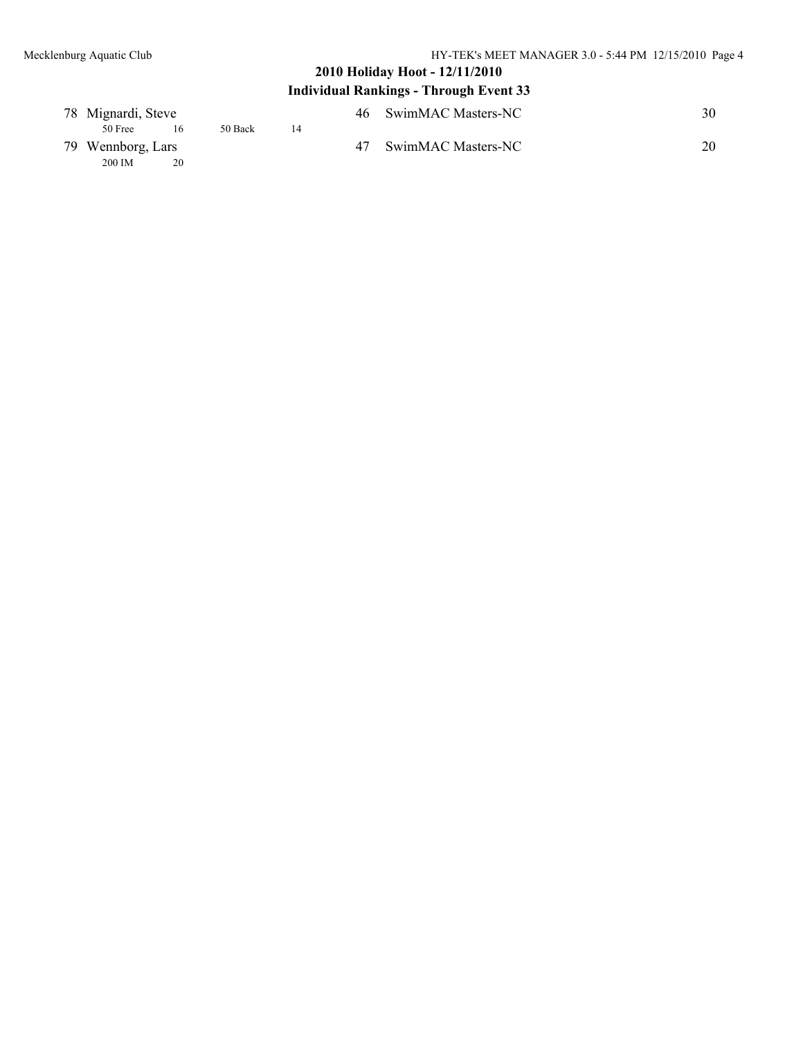## 2010 Holiday Hoot - 12/11/2010

## Individual Rankings - Through Event 33

| | | | | |
|---|---|---|---|---|
| 78 | Mignardi, Steve | 46 | SwimMAC Masters-NC | 30 |
| | 50 Free 16 &nbsp;&nbsp; 50 Back 14 | | | |
| 79 | Wennborg, Lars | 47 | SwimMAC Masters-NC | 20 |
| | 200 IM 20 | | | |